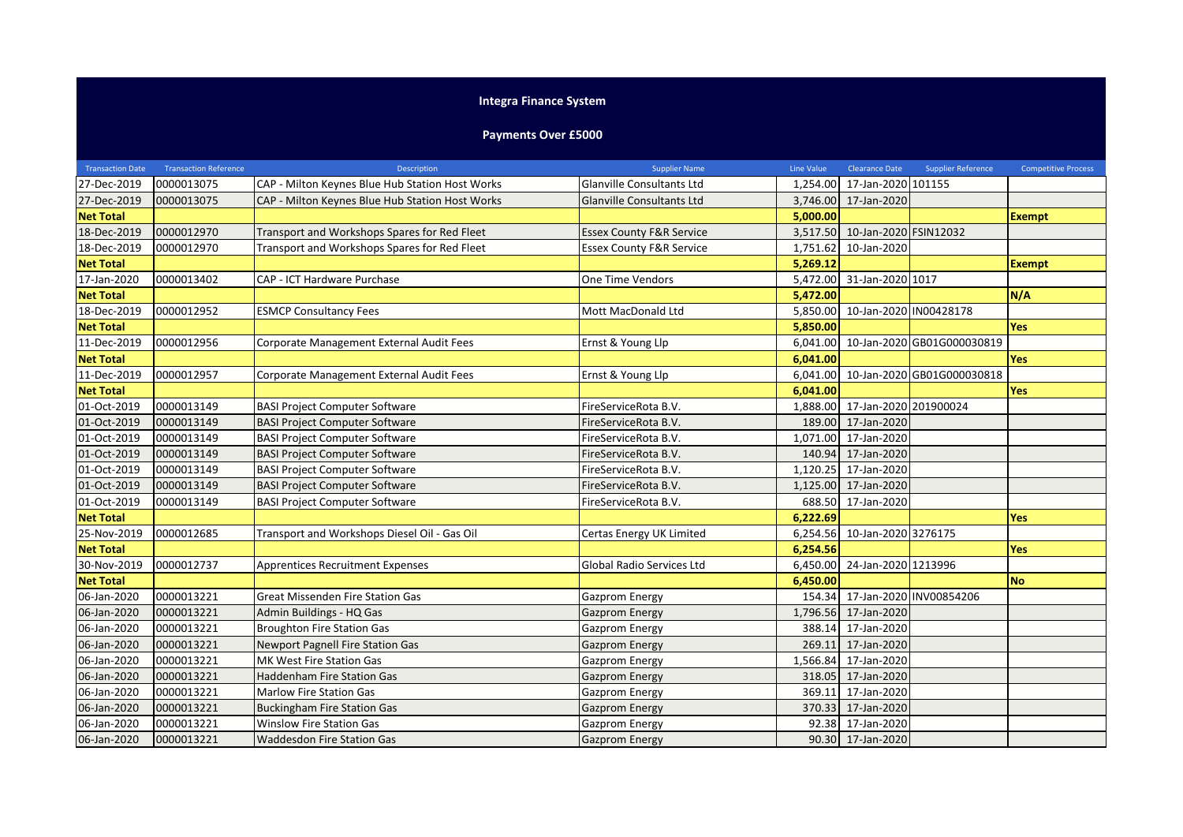# Integra Finance System

## Payments Over £5000

| Transaction Date | Transaction Reference | Description | Supplier Name | Line Value | Clearance Date | Supplier Reference | Competitive Process |
|---|---|---|---|---|---|---|---|
| 27-Dec-2019 | 0000013075 | CAP - Milton Keynes Blue Hub Station Host Works | Glanville Consultants Ltd | 1,254.00 | 17-Jan-2020 | 101155 | |
| 27-Dec-2019 | 0000013075 | CAP - Milton Keynes Blue Hub Station Host Works | Glanville Consultants Ltd | 3,746.00 | 17-Jan-2020 | | |
| **Net Total** | | | | **5,000.00** | | | **Exempt** |
| 18-Dec-2019 | 0000012970 | Transport and Workshops Spares for Red Fleet | Essex County F&R Service | 3,517.50 | 10-Jan-2020 | FSIN12032 | |
| 18-Dec-2019 | 0000012970 | Transport and Workshops Spares for Red Fleet | Essex County F&R Service | 1,751.62 | 10-Jan-2020 | | |
| **Net Total** | | | | **5,269.12** | | | **Exempt** |
| 17-Jan-2020 | 0000013402 | CAP - ICT Hardware Purchase | One Time Vendors | 5,472.00 | 31-Jan-2020 | 1017 | |
| **Net Total** | | | | **5,472.00** | | | **N/A** |
| 18-Dec-2019 | 0000012952 | ESMCP Consultancy Fees | Mott MacDonald Ltd | 5,850.00 | 10-Jan-2020 | IN00428178 | |
| **Net Total** | | | | **5,850.00** | | | **Yes** |
| 11-Dec-2019 | 0000012956 | Corporate Management External Audit Fees | Ernst & Young Llp | 6,041.00 | 10-Jan-2020 | GB01G000030819 | |
| **Net Total** | | | | **6,041.00** | | | **Yes** |
| 11-Dec-2019 | 0000012957 | Corporate Management External Audit Fees | Ernst & Young Llp | 6,041.00 | 10-Jan-2020 | GB01G000030818 | |
| **Net Total** | | | | **6,041.00** | | | **Yes** |
| 01-Oct-2019 | 0000013149 | BASI Project Computer Software | FireServiceRota B.V. | 1,888.00 | 17-Jan-2020 | 201900024 | |
| 01-Oct-2019 | 0000013149 | BASI Project Computer Software | FireServiceRota B.V. | 189.00 | 17-Jan-2020 | | |
| 01-Oct-2019 | 0000013149 | BASI Project Computer Software | FireServiceRota B.V. | 1,071.00 | 17-Jan-2020 | | |
| 01-Oct-2019 | 0000013149 | BASI Project Computer Software | FireServiceRota B.V. | 140.94 | 17-Jan-2020 | | |
| 01-Oct-2019 | 0000013149 | BASI Project Computer Software | FireServiceRota B.V. | 1,120.25 | 17-Jan-2020 | | |
| 01-Oct-2019 | 0000013149 | BASI Project Computer Software | FireServiceRota B.V. | 1,125.00 | 17-Jan-2020 | | |
| 01-Oct-2019 | 0000013149 | BASI Project Computer Software | FireServiceRota B.V. | 688.50 | 17-Jan-2020 | | |
| **Net Total** | | | | **6,222.69** | | | **Yes** |
| 25-Nov-2019 | 0000012685 | Transport and Workshops Diesel Oil - Gas Oil | Certas Energy UK Limited | 6,254.56 | 10-Jan-2020 | 3276175 | |
| **Net Total** | | | | **6,254.56** | | | **Yes** |
| 30-Nov-2019 | 0000012737 | Apprentices Recruitment Expenses | Global Radio Services Ltd | 6,450.00 | 24-Jan-2020 | 1213996 | |
| **Net Total** | | | | **6,450.00** | | | **No** |
| 06-Jan-2020 | 0000013221 | Great Missenden Fire Station Gas | Gazprom Energy | 154.34 | 17-Jan-2020 | INV00854206 | |
| 06-Jan-2020 | 0000013221 | Admin Buildings - HQ Gas | Gazprom Energy | 1,796.56 | 17-Jan-2020 | | |
| 06-Jan-2020 | 0000013221 | Broughton Fire Station Gas | Gazprom Energy | 388.14 | 17-Jan-2020 | | |
| 06-Jan-2020 | 0000013221 | Newport Pagnell Fire Station Gas | Gazprom Energy | 269.11 | 17-Jan-2020 | | |
| 06-Jan-2020 | 0000013221 | MK West Fire Station Gas | Gazprom Energy | 1,566.84 | 17-Jan-2020 | | |
| 06-Jan-2020 | 0000013221 | Haddenham Fire Station Gas | Gazprom Energy | 318.05 | 17-Jan-2020 | | |
| 06-Jan-2020 | 0000013221 | Marlow Fire Station Gas | Gazprom Energy | 369.11 | 17-Jan-2020 | | |
| 06-Jan-2020 | 0000013221 | Buckingham Fire Station Gas | Gazprom Energy | 370.33 | 17-Jan-2020 | | |
| 06-Jan-2020 | 0000013221 | Winslow Fire Station Gas | Gazprom Energy | 92.38 | 17-Jan-2020 | | |
| 06-Jan-2020 | 0000013221 | Waddesdon Fire Station Gas | Gazprom Energy | 90.30 | 17-Jan-2020 | | |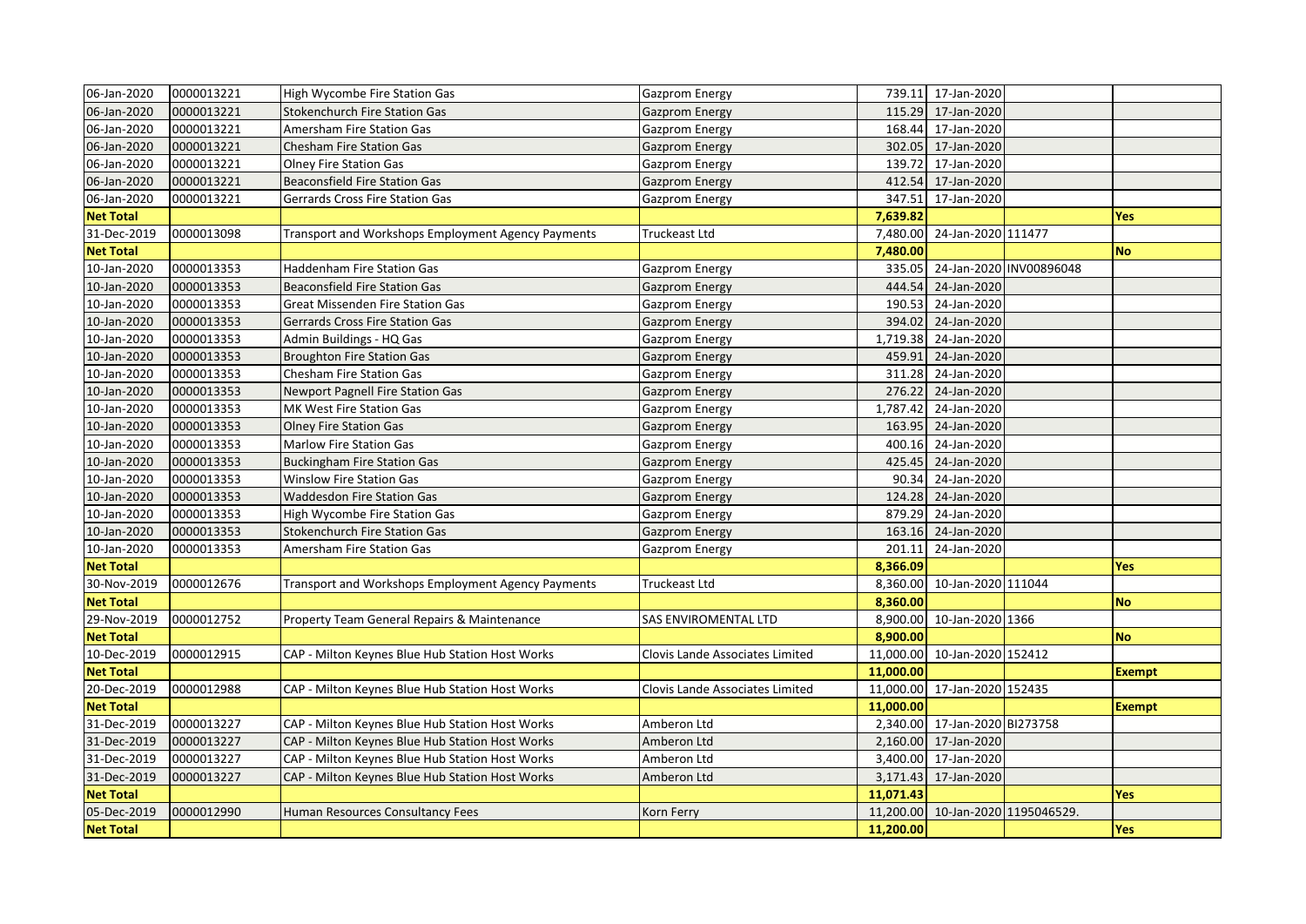| | | | | | | | |
|---|---|---|---|---|---|---|---|
| 06-Jan-2020 | 0000013221 | High Wycombe Fire Station Gas | Gazprom Energy | 739.11 | 17-Jan-2020 | | |
| 06-Jan-2020 | 0000013221 | Stokenchurch Fire Station Gas | Gazprom Energy | 115.29 | 17-Jan-2020 | | |
| 06-Jan-2020 | 0000013221 | Amersham Fire Station Gas | Gazprom Energy | 168.44 | 17-Jan-2020 | | |
| 06-Jan-2020 | 0000013221 | Chesham Fire Station Gas | Gazprom Energy | 302.05 | 17-Jan-2020 | | |
| 06-Jan-2020 | 0000013221 | Olney Fire Station Gas | Gazprom Energy | 139.72 | 17-Jan-2020 | | |
| 06-Jan-2020 | 0000013221 | Beaconsfield Fire Station Gas | Gazprom Energy | 412.54 | 17-Jan-2020 | | |
| 06-Jan-2020 | 0000013221 | Gerrards Cross Fire Station Gas | Gazprom Energy | 347.51 | 17-Jan-2020 | | |
| **Net Total** | | | | **7,639.82** | | | **Yes** |
| 31-Dec-2019 | 0000013098 | Transport and Workshops Employment Agency Payments | Truckeast Ltd | 7,480.00 | 24-Jan-2020 | 111477 | |
| **Net Total** | | | | **7,480.00** | | | **No** |
| 10-Jan-2020 | 0000013353 | Haddenham Fire Station Gas | Gazprom Energy | 335.05 | 24-Jan-2020 | INV00896048 | |
| 10-Jan-2020 | 0000013353 | Beaconsfield Fire Station Gas | Gazprom Energy | 444.54 | 24-Jan-2020 | | |
| 10-Jan-2020 | 0000013353 | Great Missenden Fire Station Gas | Gazprom Energy | 190.53 | 24-Jan-2020 | | |
| 10-Jan-2020 | 0000013353 | Gerrards Cross Fire Station Gas | Gazprom Energy | 394.02 | 24-Jan-2020 | | |
| 10-Jan-2020 | 0000013353 | Admin Buildings - HQ Gas | Gazprom Energy | 1,719.38 | 24-Jan-2020 | | |
| 10-Jan-2020 | 0000013353 | Broughton Fire Station Gas | Gazprom Energy | 459.91 | 24-Jan-2020 | | |
| 10-Jan-2020 | 0000013353 | Chesham Fire Station Gas | Gazprom Energy | 311.28 | 24-Jan-2020 | | |
| 10-Jan-2020 | 0000013353 | Newport Pagnell Fire Station Gas | Gazprom Energy | 276.22 | 24-Jan-2020 | | |
| 10-Jan-2020 | 0000013353 | MK West Fire Station Gas | Gazprom Energy | 1,787.42 | 24-Jan-2020 | | |
| 10-Jan-2020 | 0000013353 | Olney Fire Station Gas | Gazprom Energy | 163.95 | 24-Jan-2020 | | |
| 10-Jan-2020 | 0000013353 | Marlow Fire Station Gas | Gazprom Energy | 400.16 | 24-Jan-2020 | | |
| 10-Jan-2020 | 0000013353 | Buckingham Fire Station Gas | Gazprom Energy | 425.45 | 24-Jan-2020 | | |
| 10-Jan-2020 | 0000013353 | Winslow Fire Station Gas | Gazprom Energy | 90.34 | 24-Jan-2020 | | |
| 10-Jan-2020 | 0000013353 | Waddesdon Fire Station Gas | Gazprom Energy | 124.28 | 24-Jan-2020 | | |
| 10-Jan-2020 | 0000013353 | High Wycombe Fire Station Gas | Gazprom Energy | 879.29 | 24-Jan-2020 | | |
| 10-Jan-2020 | 0000013353 | Stokenchurch Fire Station Gas | Gazprom Energy | 163.16 | 24-Jan-2020 | | |
| 10-Jan-2020 | 0000013353 | Amersham Fire Station Gas | Gazprom Energy | 201.11 | 24-Jan-2020 | | |
| **Net Total** | | | | **8,366.09** | | | **Yes** |
| 30-Nov-2019 | 0000012676 | Transport and Workshops Employment Agency Payments | Truckeast Ltd | 8,360.00 | 10-Jan-2020 | 111044 | |
| **Net Total** | | | | **8,360.00** | | | **No** |
| 29-Nov-2019 | 0000012752 | Property Team General Repairs & Maintenance | SAS ENVIROMENTAL LTD | 8,900.00 | 10-Jan-2020 | 1366 | |
| **Net Total** | | | | **8,900.00** | | | **No** |
| 10-Dec-2019 | 0000012915 | CAP - Milton Keynes Blue Hub Station Host Works | Clovis Lande Associates Limited | 11,000.00 | 10-Jan-2020 | 152412 | |
| **Net Total** | | | | **11,000.00** | | | **Exempt** |
| 20-Dec-2019 | 0000012988 | CAP - Milton Keynes Blue Hub Station Host Works | Clovis Lande Associates Limited | 11,000.00 | 17-Jan-2020 | 152435 | |
| **Net Total** | | | | **11,000.00** | | | **Exempt** |
| 31-Dec-2019 | 0000013227 | CAP - Milton Keynes Blue Hub Station Host Works | Amberon Ltd | 2,340.00 | 17-Jan-2020 | BI273758 | |
| 31-Dec-2019 | 0000013227 | CAP - Milton Keynes Blue Hub Station Host Works | Amberon Ltd | 2,160.00 | 17-Jan-2020 | | |
| 31-Dec-2019 | 0000013227 | CAP - Milton Keynes Blue Hub Station Host Works | Amberon Ltd | 3,400.00 | 17-Jan-2020 | | |
| 31-Dec-2019 | 0000013227 | CAP - Milton Keynes Blue Hub Station Host Works | Amberon Ltd | 3,171.43 | 17-Jan-2020 | | |
| **Net Total** | | | | **11,071.43** | | | **Yes** |
| 05-Dec-2019 | 0000012990 | Human Resources Consultancy Fees | Korn Ferry | 11,200.00 | 10-Jan-2020 | 1195046529. | |
| **Net Total** | | | | **11,200.00** | | | **Yes** |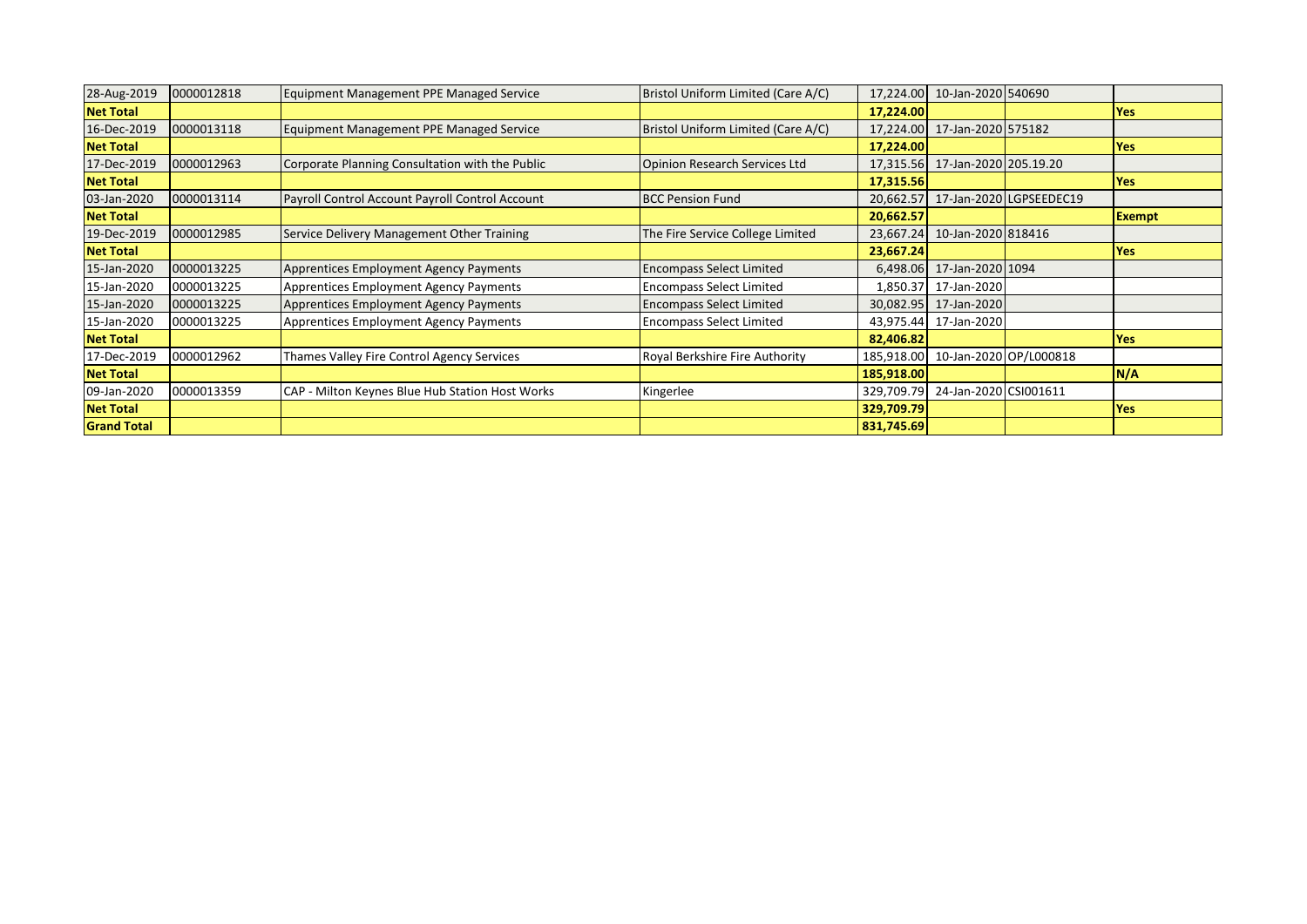| | | | | | | | |
|---|---|---|---|---|---|---|---|
| 28-Aug-2019 | 0000012818 | Equipment Management PPE Managed Service | Bristol Uniform Limited (Care A/C) | 17,224.00 | 10-Jan-2020 | 540690 | |
| **Net Total** | | | | **17,224.00** | | | **Yes** |
| 16-Dec-2019 | 0000013118 | Equipment Management PPE Managed Service | Bristol Uniform Limited (Care A/C) | 17,224.00 | 17-Jan-2020 | 575182 | |
| **Net Total** | | | | **17,224.00** | | | **Yes** |
| 17-Dec-2019 | 0000012963 | Corporate Planning Consultation with the Public | Opinion Research Services Ltd | 17,315.56 | 17-Jan-2020 | 205.19.20 | |
| **Net Total** | | | | **17,315.56** | | | **Yes** |
| 03-Jan-2020 | 0000013114 | Payroll Control Account Payroll Control Account | BCC Pension Fund | 20,662.57 | 17-Jan-2020 | LGPSEEDEC19 | |
| **Net Total** | | | | **20,662.57** | | | **Exempt** |
| 19-Dec-2019 | 0000012985 | Service Delivery Management Other Training | The Fire Service College Limited | 23,667.24 | 10-Jan-2020 | 818416 | |
| **Net Total** | | | | **23,667.24** | | | **Yes** |
| 15-Jan-2020 | 0000013225 | Apprentices Employment Agency Payments | Encompass Select Limited | 6,498.06 | 17-Jan-2020 | 1094 | |
| 15-Jan-2020 | 0000013225 | Apprentices Employment Agency Payments | Encompass Select Limited | 1,850.37 | 17-Jan-2020 | | |
| 15-Jan-2020 | 0000013225 | Apprentices Employment Agency Payments | Encompass Select Limited | 30,082.95 | 17-Jan-2020 | | |
| 15-Jan-2020 | 0000013225 | Apprentices Employment Agency Payments | Encompass Select Limited | 43,975.44 | 17-Jan-2020 | | |
| **Net Total** | | | | **82,406.82** | | | **Yes** |
| 17-Dec-2019 | 0000012962 | Thames Valley Fire Control Agency Services | Royal Berkshire Fire Authority | 185,918.00 | 10-Jan-2020 | OP/L000818 | |
| **Net Total** | | | | **185,918.00** | | | **N/A** |
| 09-Jan-2020 | 0000013359 | CAP - Milton Keynes Blue Hub Station Host Works | Kingerlee | 329,709.79 | 24-Jan-2020 | CSI001611 | |
| **Net Total** | | | | **329,709.79** | | | **Yes** |
| **Grand Total** | | | | **831,745.69** | | | |